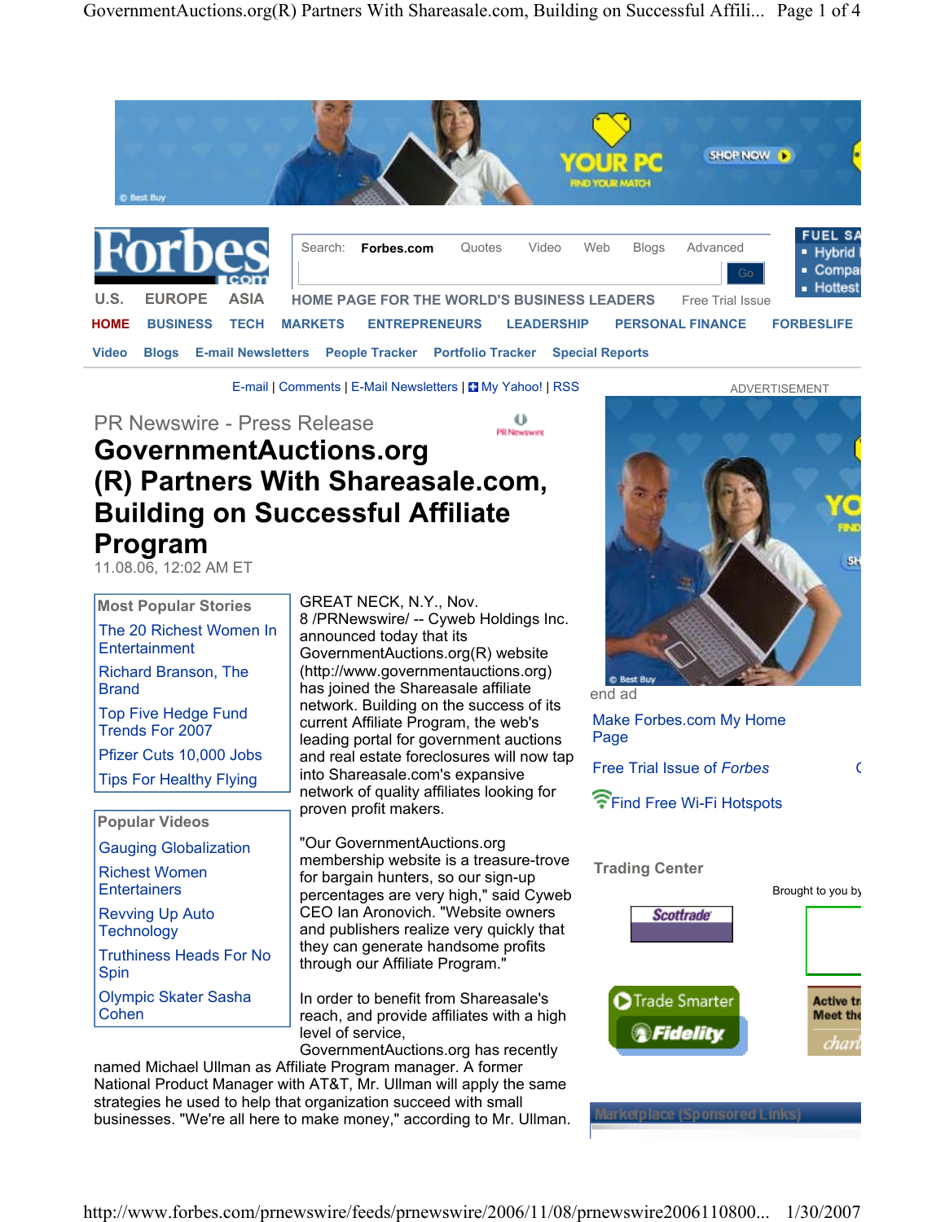Forbes.com

U.S. EUROPE ASIA HOME PAGE FOR THE WORLD'S BUSINESS LEADERS Free Trial Issue

HOME BUSINESS TECH MARKETS ENTREPRENEURS LEADERSHIP PERSONAL FINANCE FORBESLIFE

Video Blogs E-mail Newsletters People Tracker Portfolio Tracker Special Reports

E-mail | Comments | E-Mail Newsletters | My Yahoo! | RSS

PR Newswire - Press Release

# GovernmentAuctions.org (R) Partners With Shareasale.com, Building on Successful Affiliate Program

11.08.06, 12:02 AM ET

GREAT NECK, N.Y., Nov. 8 /PRNewswire/ -- Cyweb Holdings Inc. announced today that its GovernmentAuctions.org(R) website (http://www.governmentauctions.org) has joined the Shareasale affiliate network. Building on the success of its current Affiliate Program, the web's leading portal for government auctions and real estate foreclosures will now tap into Shareasale.com's expansive network of quality affiliates looking for proven profit makers.

"Our GovernmentAuctions.org membership website is a treasure-trove for bargain hunters, so our sign-up percentages are very high," said Cyweb CEO Ian Aronovich. "Website owners and publishers realize very quickly that they can generate handsome profits through our Affiliate Program."

In order to benefit from Shareasale's reach, and provide affiliates with a high level of service, GovernmentAuctions.org has recently named Michael Ullman as Affiliate Program manager. A former National Product Manager with AT&T, Mr. Ullman will apply the same strategies he used to help that organization succeed with small businesses. "We're all here to make money," according to Mr. Ullman.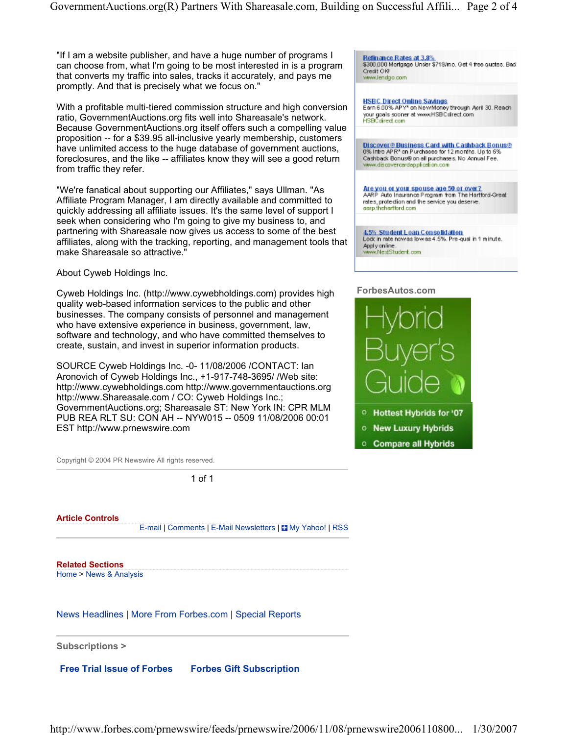"If I am a website publisher, and have a huge number of programs I can choose from, what I'm going to be most interested in is a program that converts my traffic into sales, tracks it accurately, and pays me promptly. And that is precisely what we focus on."

With a profitable multi-tiered commission structure and high conversion ratio, GovernmentAuctions.org fits well into Shareasale's network. Because GovernmentAuctions.org itself offers such a compelling value proposition -- for a $39.95 all-inclusive yearly membership, customers have unlimited access to the huge database of government auctions, foreclosures, and the like -- affiliates know they will see a good return from traffic they refer.

"We're fanatical about supporting our Affiliates," says Ullman. "As Affiliate Program Manager, I am directly available and committed to quickly addressing all affiliate issues. It's the same level of support I seek when considering who I'm going to give my business to, and partnering with Shareasale now gives us access to some of the best affiliates, along with the tracking, reporting, and management tools that make Shareasale so attractive."

About Cyweb Holdings Inc.

Cyweb Holdings Inc. (http://www.cywebholdings.com) provides high quality web-based information services to the public and other businesses. The company consists of personnel and management who have extensive experience in business, government, law, software and technology, and who have committed themselves to create, sustain, and invest in superior information products.

SOURCE Cyweb Holdings Inc. -0- 11/08/2006 /CONTACT: Ian Aronovich of Cyweb Holdings Inc., +1-917-748-3695/ /Web site: http://www.cywebholdings.com http://www.governmentauctions.org http://www.Shareasale.com / CO: Cyweb Holdings Inc.; GovernmentAuctions.org; Shareasale ST: New York IN: CPR MLM PUB REA RLT SU: CON AH -- NYW015 -- 0509 11/08/2006 00:01 EST http://www.prnewswire.com

Copyright © 2004 PR Newswire All rights reserved.

**Article Controls**

E-mail | Comments | E-Mail Newsletters | My Yahoo! | RSS

**Related Sections**

Home > News & Analysis

News Headlines | More From Forbes.com | Special Reports

**Subscriptions >**

**Free Trial Issue of Forbes** **Forbes Gift Subscription**

**Refinance Rates at 3.8%**
$300,000 Mortgage Under $719/mo. Get 4 free quotes. Bad Credit OK!
www.lendgo.com

**HSBC Direct Online Savings**
Earn 5.00% APY* on New Money through April 30. Reach your goals sooner at www.HSBCdirect.com
HSBCdirect.com

**Discover® Business Card with Cashback Bonus®**
0% Intro APR* on Purchases for 12 months. Up to 5% Cashback Bonus® on all purchases. No Annual Fee.
www.discovercardapplication.com

**Are you or your spouse age 50 or over?**
AARP Auto Insurance Program from The Hartford-Great rates, protection and the service you deserve.
aarp.thehartford.com

**4.5% Student Loan Consolidation**
Lock in rate now as low as 4.5%. Pre-qual in 1 minute. Apply online.
www.NextStudent.com

**ForbesAutos.com**

Hybrid Buyer's Guide

- Hottest Hybrids for '07
- New Luxury Hybrids
- Compare all Hybrids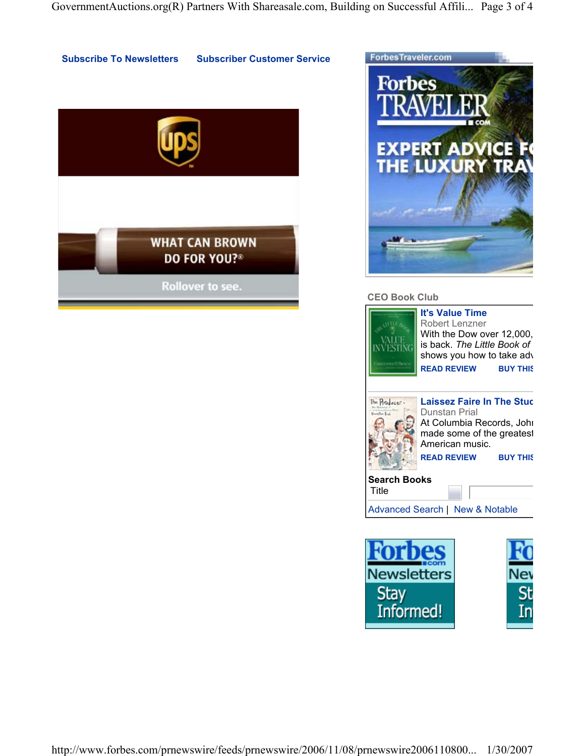Subscribe To Newsletters    Subscriber Customer Service

WHAT CAN BROWN DO FOR YOU?®

Rollover to see.

ForbesTraveler.com

Forbes TRAVELER .COM

EXPERT ADVICE F
THE LUXURY TRAV

### CEO Book Club

**It's Value Time**
Robert Lenzner
With the Dow over 12,000, is back. *The Little Book of* shows you how to take adv

READ REVIEW    BUY THIS

**Laissez Faire In The Stud**
Dunstan Prial
At Columbia Records, John made some of the greatest American music.

READ REVIEW    BUY THIS

**Search Books**
Title

Advanced Search | New & Notable

Forbes.com Newsletters Stay Informed!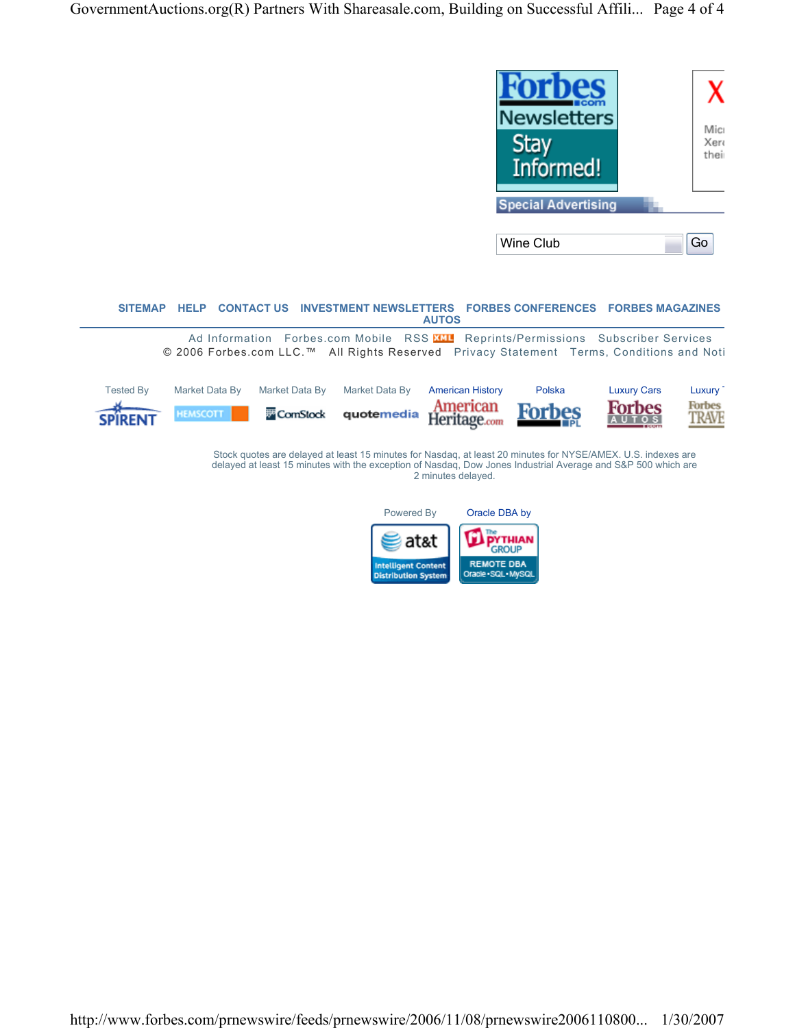Forbes.com Newsletters Stay Informed!

Special Advertising

Wine Club Go

SITEMAP HELP CONTACT US INVESTMENT NEWSLETTERS FORBES CONFERENCES FORBES MAGAZINES AUTOS

Ad Information Forbes.com Mobile RSS XML Reprints/Permissions Subscriber Services
© 2006 Forbes.com LLC.™ All Rights Reserved Privacy Statement Terms, Conditions and Noti

Tested By SPIRENT | Market Data By HEMSCOTT | Market Data By ComStock | Market Data By quotemedia | American History American Heritage.com | Polska Forbes PL | Luxury Cars Forbes Autos | Luxury Forbes Trave

Stock quotes are delayed at least 15 minutes for Nasdaq, at least 20 minutes for NYSE/AMEX. U.S. indexes are delayed at least 15 minutes with the exception of Nasdaq, Dow Jones Industrial Average and S&P 500 which are 2 minutes delayed.

Powered By at&t Intelligent Content Distribution System | Oracle DBA by The Pythian Group REMOTE DBA Oracle • SQL • MySQL